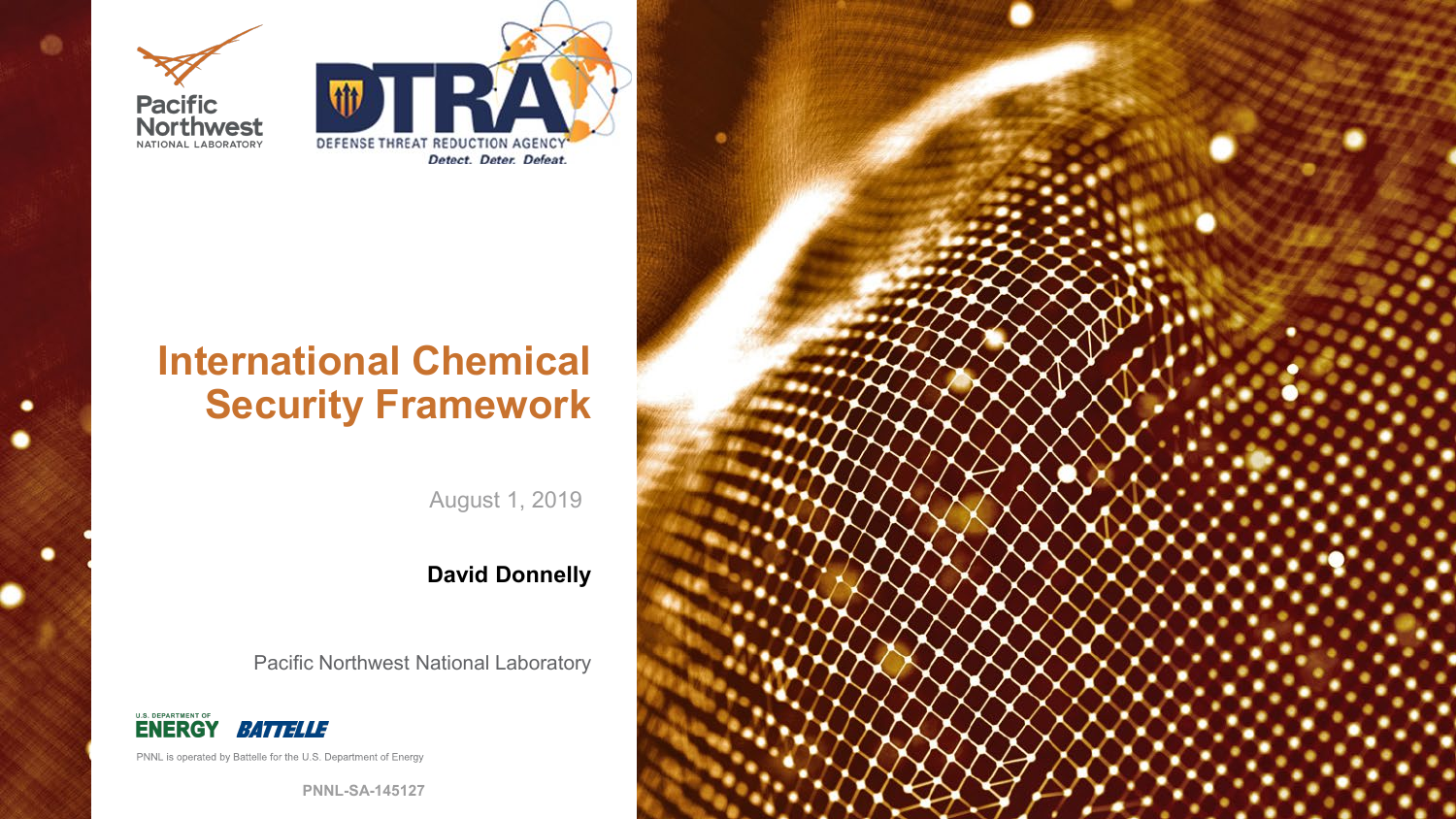Pacific Northwest NATIONAL LABORATORY

DTRA DEFENSE THREAT REDUCTION AGENCY

*Detect. Deter. Defeat.*

# International Chemical Security Framework

August 1, 2019

**David Donnelly**

Pacific Northwest National Laboratory

U.S. DEPARTMENT OF ENERGY BATTELLE

PNNL is operated by Battelle for the U.S. Department of Energy

PNNL-SA-145127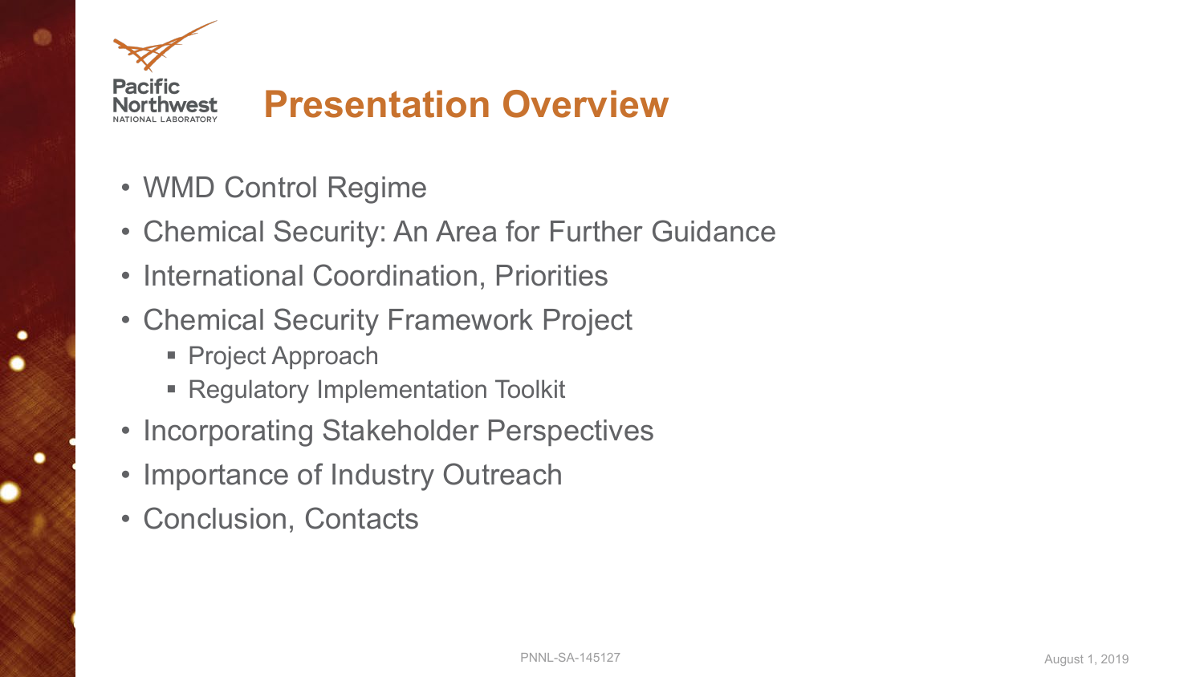# Presentation Overview

- WMD Control Regime
- Chemical Security: An Area for Further Guidance
- International Coordination, Priorities
- Chemical Security Framework Project
  - Project Approach
  - Regulatory Implementation Toolkit
- Incorporating Stakeholder Perspectives
- Importance of Industry Outreach
- Conclusion, Contacts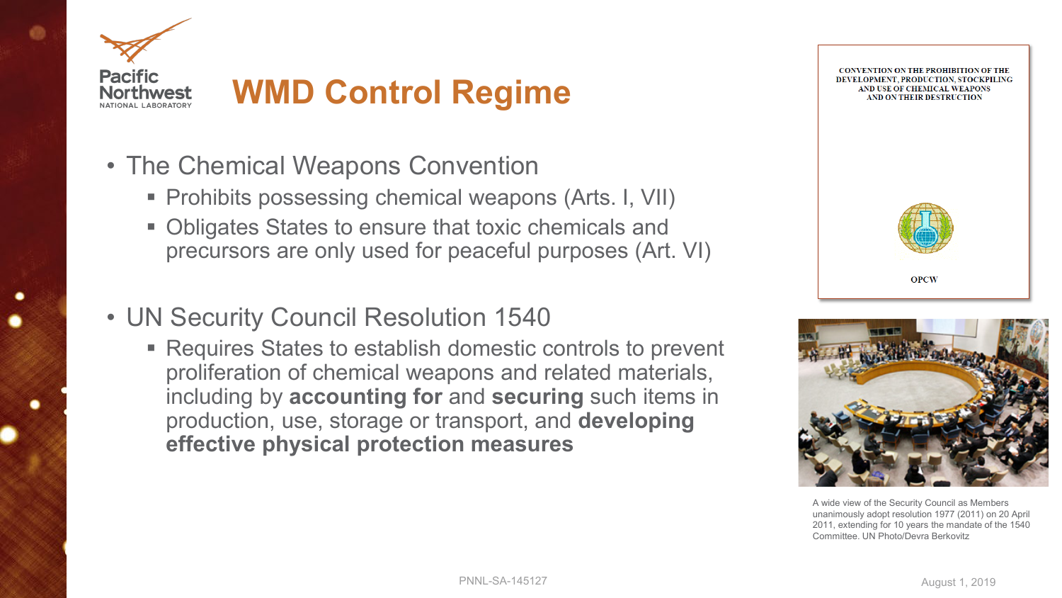# WMD Control Regime

- The Chemical Weapons Convention
  - Prohibits possessing chemical weapons (Arts. I, VII)
  - Obligates States to ensure that toxic chemicals and precursors are only used for peaceful purposes (Art. VI)

- UN Security Council Resolution 1540
  - Requires States to establish domestic controls to prevent proliferation of chemical weapons and related materials, including by **accounting for** and **securing** such items in production, use, storage or transport, and **developing effective physical protection measures**

CONVENTION ON THE PROHIBITION OF THE DEVELOPMENT, PRODUCTION, STOCKPILING AND USE OF CHEMICAL WEAPONS AND ON THEIR DESTRUCTION

OPCW

A wide view of the Security Council as Members unanimously adopt resolution 1977 (2011) on 20 April 2011, extending for 10 years the mandate of the 1540 Committee. UN Photo/Devra Berkovitz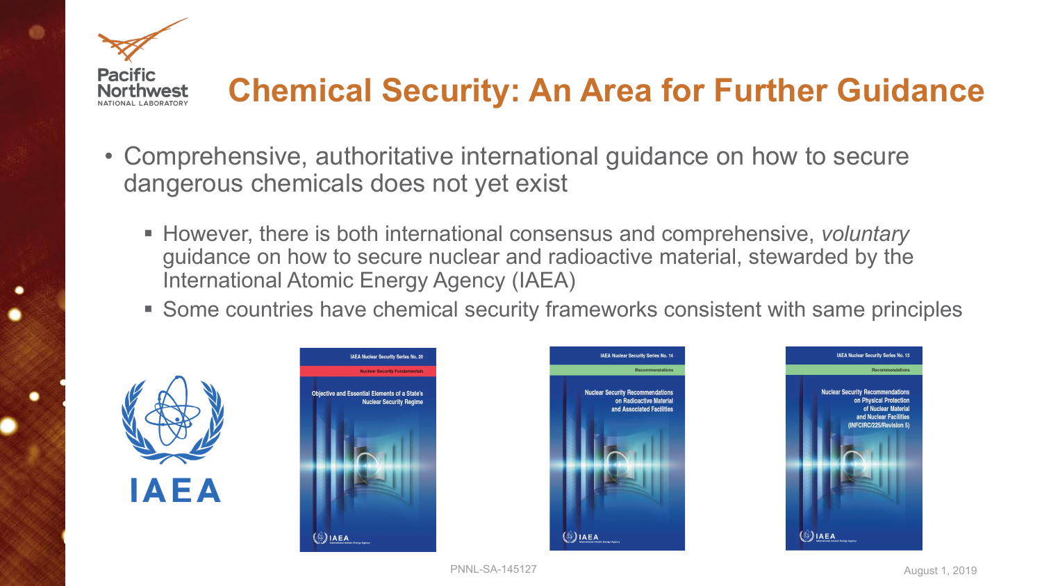# Chemical Security: An Area for Further Guidance

- Comprehensive, authoritative international guidance on how to secure dangerous chemicals does not yet exist
  - However, there is both international consensus and comprehensive, *voluntary* guidance on how to secure nuclear and radioactive material, stewarded by the International Atomic Energy Agency (IAEA)
  - Some countries have chemical security frameworks consistent with same principles

IAEA

IAEA Nuclear Security Series No. 20 — Nuclear Security Fundamentals — Objective and Essential Elements of a State's Nuclear Security Regime

IAEA Nuclear Security Series No. 14 — Recommendations — Nuclear Security Recommendations on Radioactive Material and Associated Facilities

IAEA Nuclear Security Series No. 13 — Recommendations — Nuclear Security Recommendations on Physical Protection of Nuclear Material and Nuclear Facilities (INFCIRC/225/Revision 5)

PNNL-SA-145127

August 1, 2019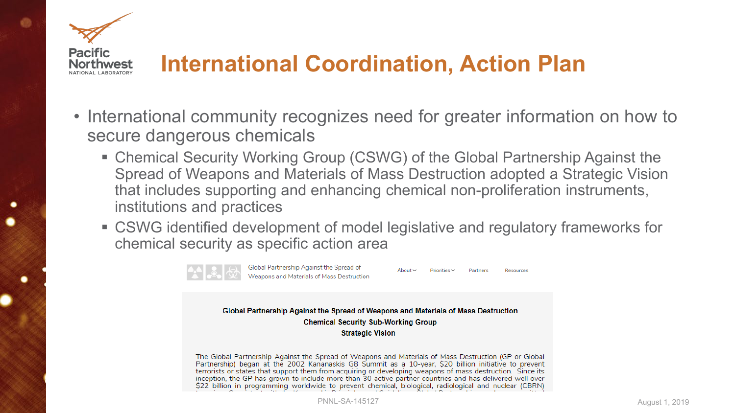# International Coordination, Action Plan

- International community recognizes need for greater information on how to secure dangerous chemicals
  - Chemical Security Working Group (CSWG) of the Global Partnership Against the Spread of Weapons and Materials of Mass Destruction adopted a Strategic Vision that includes supporting and enhancing chemical non-proliferation instruments, institutions and practices
  - CSWG identified development of model legislative and regulatory frameworks for chemical security as specific action area

Global Partnership Against the Spread of Weapons and Materials of Mass Destruction

About · Priorities · Partners · Resources

**Global Partnership Against the Spread of Weapons and Materials of Mass Destruction**
**Chemical Security Sub-Working Group**
**Strategic Vision**

The Global Partnership Against the Spread of Weapons and Materials of Mass Destruction (GP or Global Partnership) began at the 2002 Kananaskis G8 Summit as a 10-year, $20 billion initiative to prevent terrorists or states that support them from acquiring or developing weapons of mass destruction. Since its inception, the GP has grown to include more than 30 active partner countries and has delivered well over $22 billion in programming worldwide to prevent chemical, biological, radiological and nuclear (CBRN)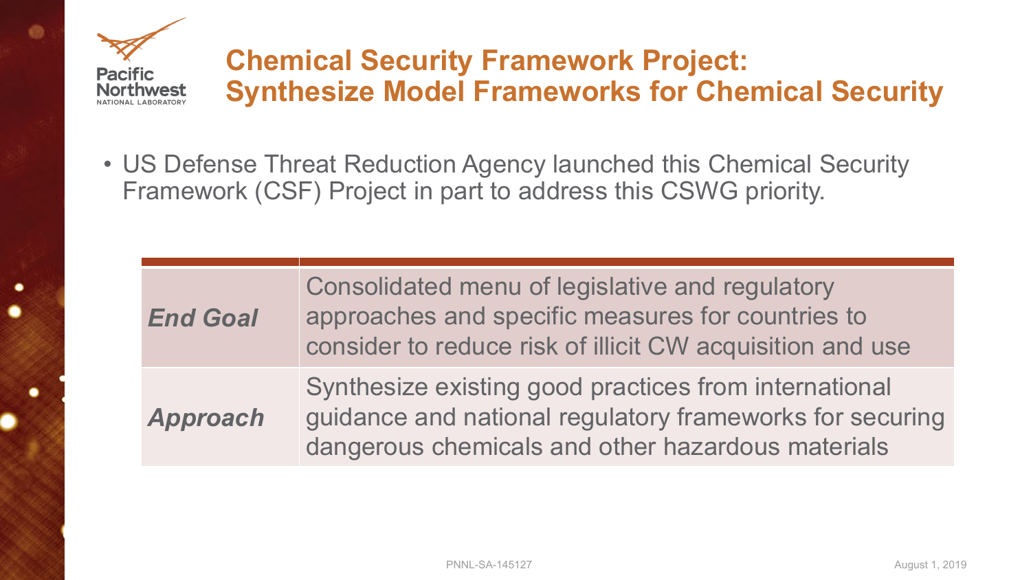# Chemical Security Framework Project: Synthesize Model Frameworks for Chemical Security

- US Defense Threat Reduction Agency launched this Chemical Security Framework (CSF) Project in part to address this CSWG priority.

| | |
|---|---|
| ***End Goal*** | Consolidated menu of legislative and regulatory approaches and specific measures for countries to consider to reduce risk of illicit CW acquisition and use |
| ***Approach*** | Synthesize existing good practices from international guidance and national regulatory frameworks for securing dangerous chemicals and other hazardous materials |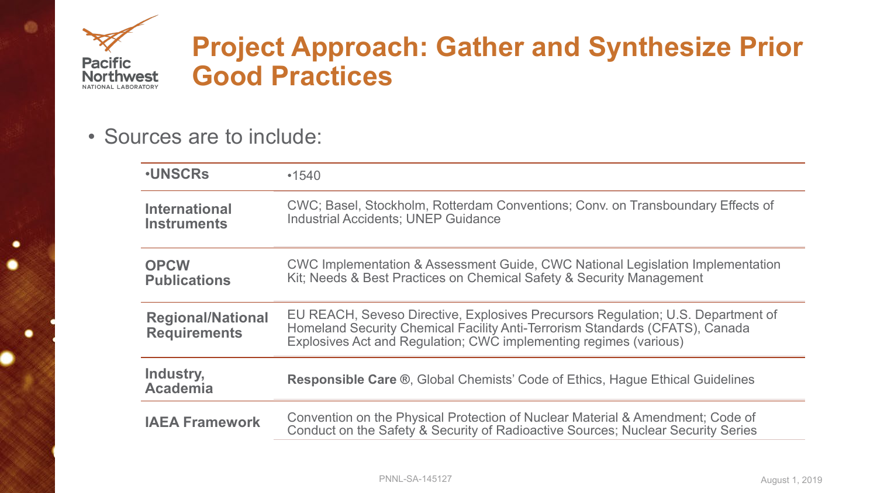# Project Approach: Gather and Synthesize Prior Good Practices

- Sources are to include:

| | |
|---|---|
| **•UNSCRs** | •1540 |
| **International Instruments** | CWC; Basel, Stockholm, Rotterdam Conventions; Conv. on Transboundary Effects of Industrial Accidents; UNEP Guidance |
| **OPCW Publications** | CWC Implementation & Assessment Guide, CWC National Legislation Implementation Kit; Needs & Best Practices on Chemical Safety & Security Management |
| **Regional/National Requirements** | EU REACH, Seveso Directive, Explosives Precursors Regulation; U.S. Department of Homeland Security Chemical Facility Anti-Terrorism Standards (CFATS), Canada Explosives Act and Regulation; CWC implementing regimes (various) |
| **Industry, Academia** | **Responsible Care ®**, Global Chemists' Code of Ethics, Hague Ethical Guidelines |
| **IAEA Framework** | Convention on the Physical Protection of Nuclear Material & Amendment; Code of Conduct on the Safety & Security of Radioactive Sources; Nuclear Security Series |

PNNL-SA-145127

August 1, 2019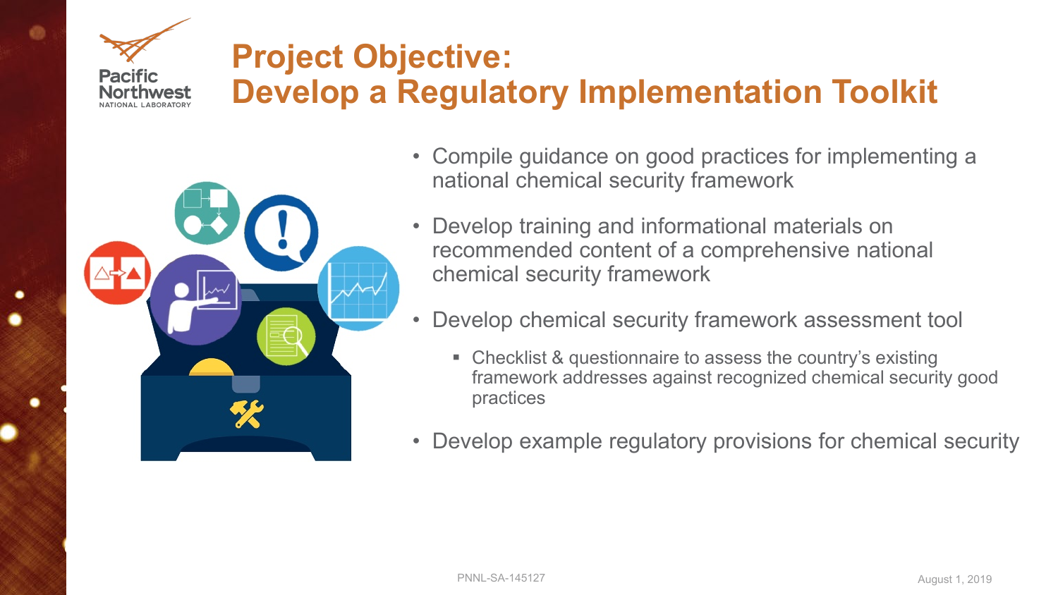# Project Objective: Develop a Regulatory Implementation Toolkit

- Compile guidance on good practices for implementing a national chemical security framework
- Develop training and informational materials on recommended content of a comprehensive national chemical security framework
- Develop chemical security framework assessment tool
  - Checklist & questionnaire to assess the country's existing framework addresses against recognized chemical security good practices
- Develop example regulatory provisions for chemical security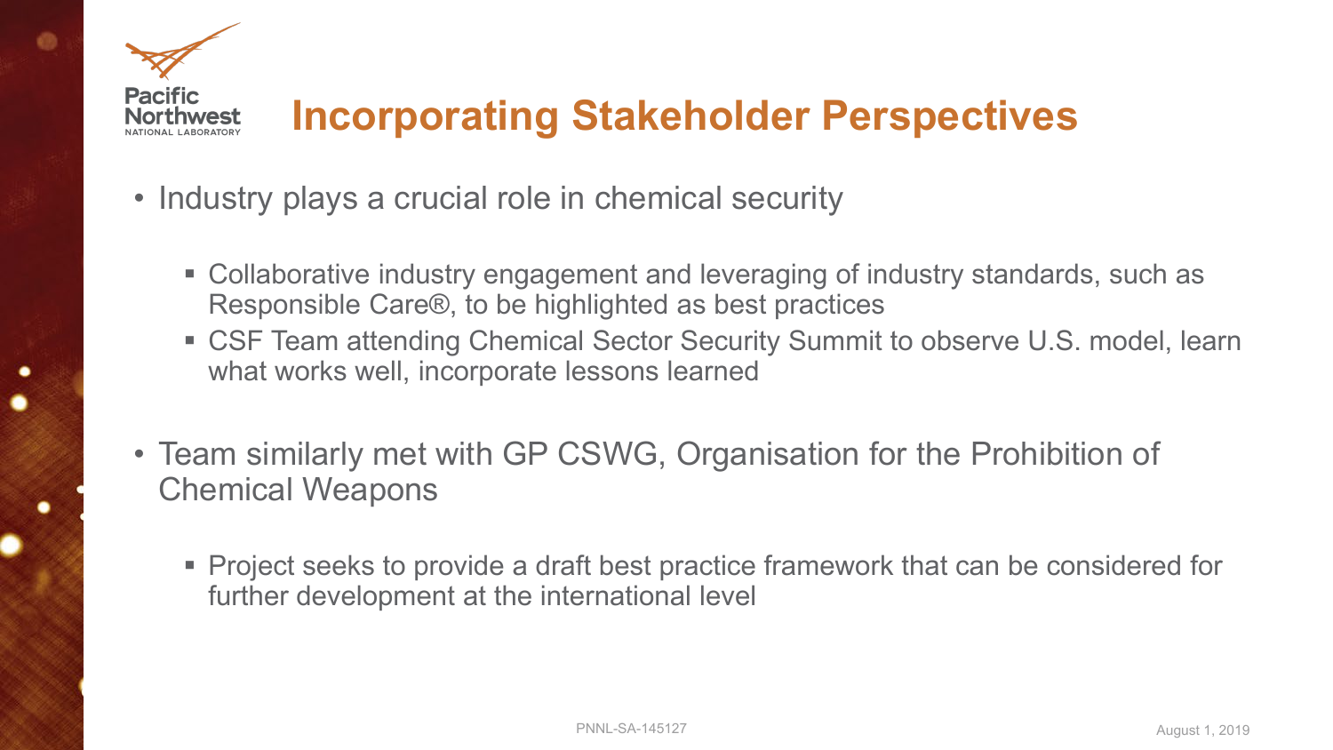# Incorporating Stakeholder Perspectives

- Industry plays a crucial role in chemical security
  - Collaborative industry engagement and leveraging of industry standards, such as Responsible Care®, to be highlighted as best practices
  - CSF Team attending Chemical Sector Security Summit to observe U.S. model, learn what works well, incorporate lessons learned
- Team similarly met with GP CSWG, Organisation for the Prohibition of Chemical Weapons
  - Project seeks to provide a draft best practice framework that can be considered for further development at the international level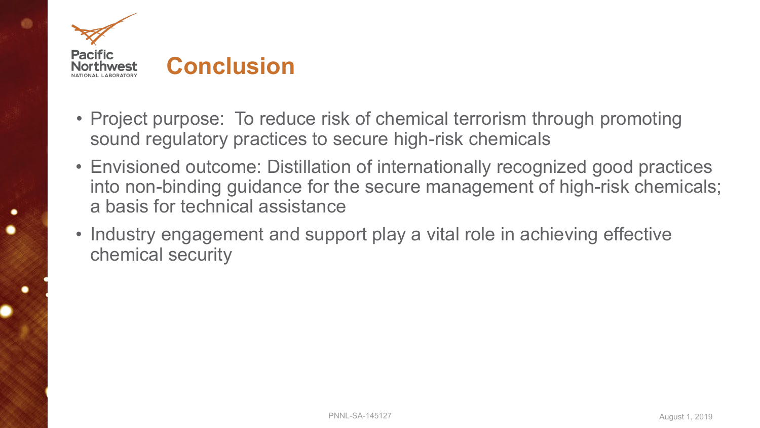# Conclusion

- Project purpose: To reduce risk of chemical terrorism through promoting sound regulatory practices to secure high-risk chemicals
- Envisioned outcome: Distillation of internationally recognized good practices into non-binding guidance for the secure management of high-risk chemicals; a basis for technical assistance
- Industry engagement and support play a vital role in achieving effective chemical security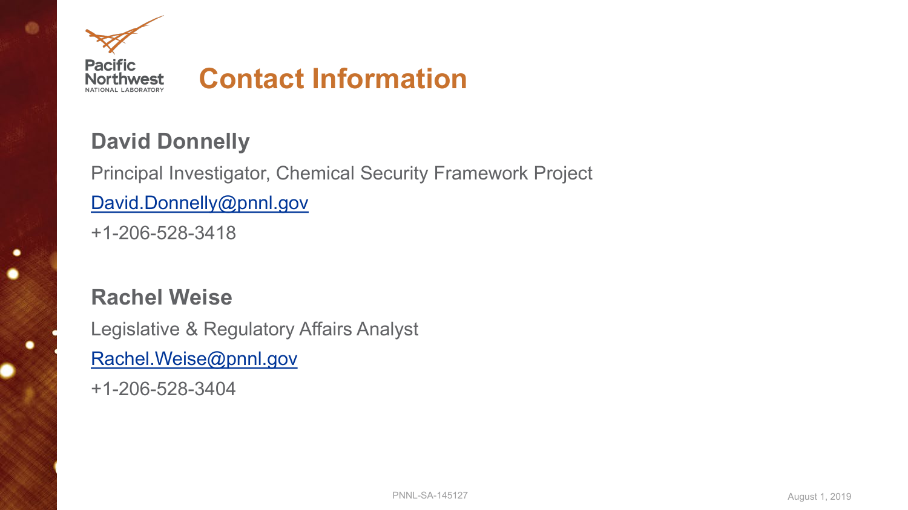# Contact Information

**David Donnelly**

Principal Investigator, Chemical Security Framework Project

David.Donnelly@pnnl.gov

+1-206-528-3418

**Rachel Weise**

Legislative & Regulatory Affairs Analyst

Rachel.Weise@pnnl.gov

+1-206-528-3404

PNNL-SA-145127

August 1, 2019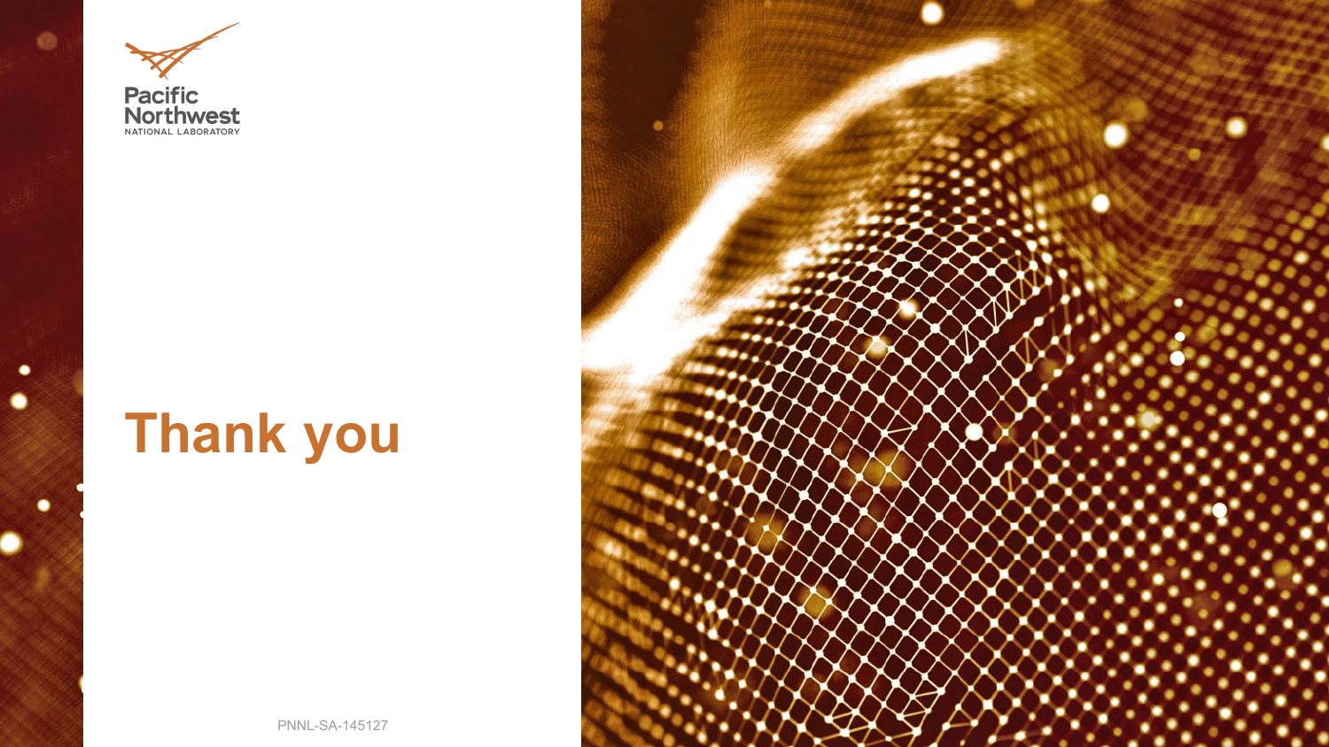Pacific Northwest
NATIONAL LABORATORY

# Thank you

PNNL-SA-145127